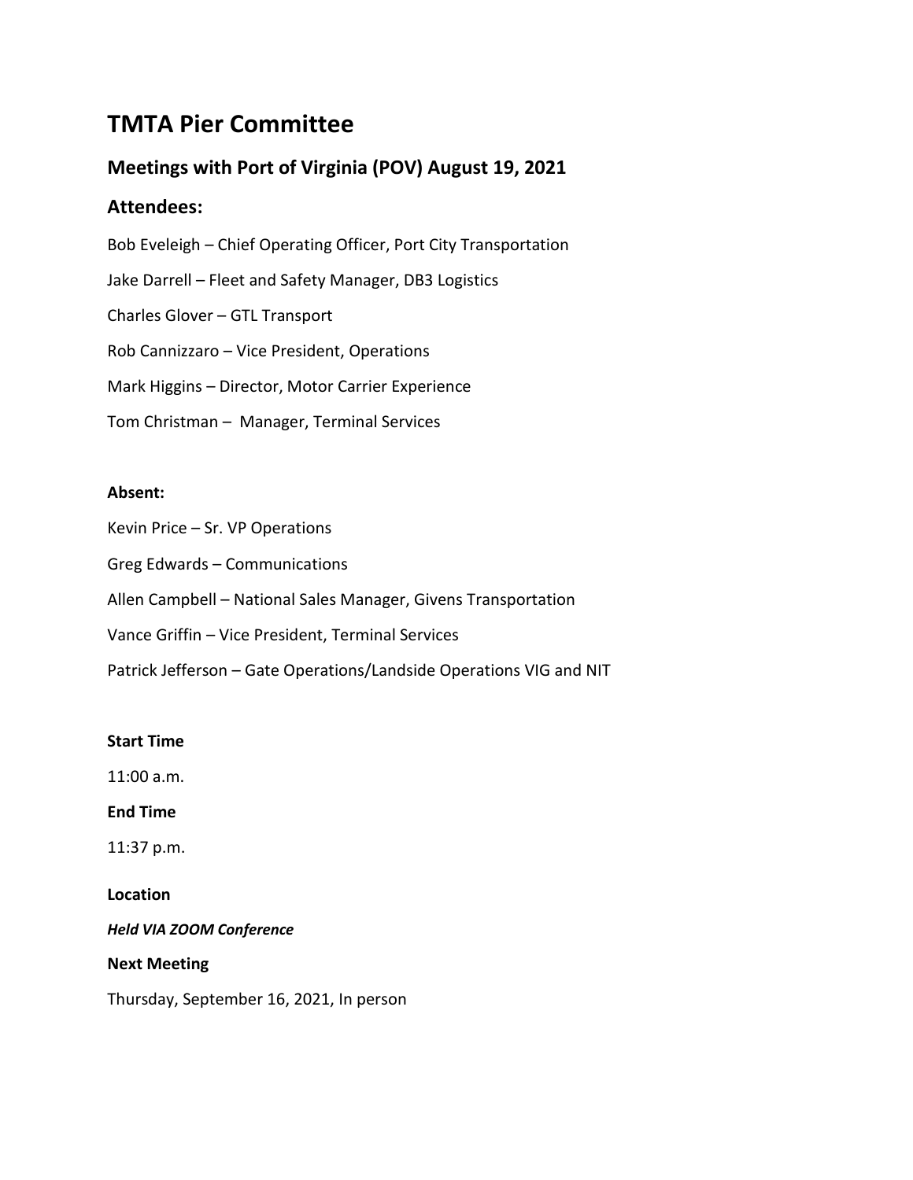# TMTA Pier Committee

## Meetings with Port of Virginia (POV) August 19, 2021

## Attendees:

Bob Eveleigh – Chief Operating Officer, Port City Transportation

Jake Darrell – Fleet and Safety Manager, DB3 Logistics

Charles Glover – GTL Transport

Rob Cannizzaro – Vice President, Operations

Mark Higgins – Director, Motor Carrier Experience

Tom Christman – Manager, Terminal Services

**Absent:**

Kevin Price – Sr. VP Operations

Greg Edwards – Communications

Allen Campbell – National Sales Manager, Givens Transportation

Vance Griffin – Vice President, Terminal Services

Patrick Jefferson – Gate Operations/Landside Operations VIG and NIT

**Start Time**

11:00 a.m.

**End Time**

11:37 p.m.

**Location**

***Held VIA ZOOM Conference***

**Next Meeting**

Thursday, September 16, 2021, In person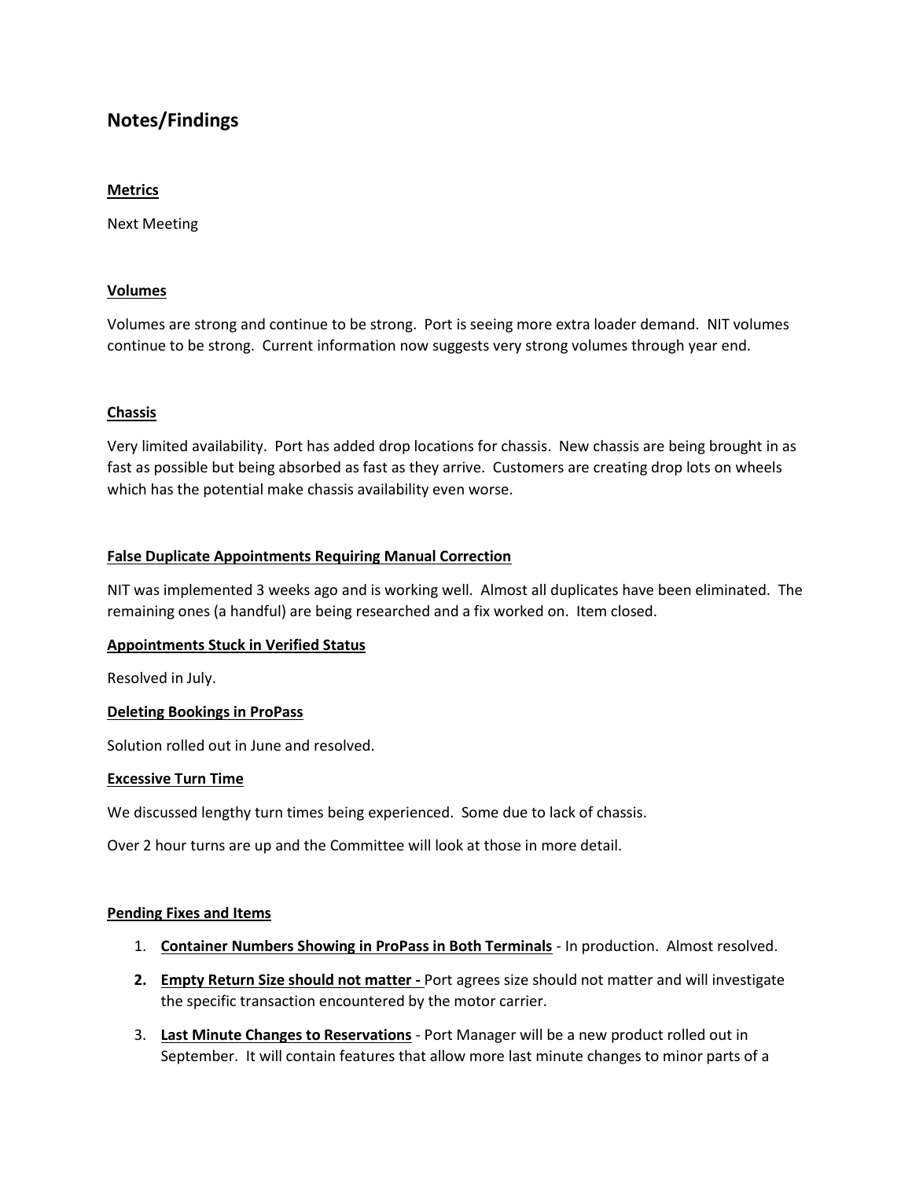## Notes/Findings

**Metrics**

Next Meeting

**Volumes**

Volumes are strong and continue to be strong. Port is seeing more extra loader demand. NIT volumes continue to be strong. Current information now suggests very strong volumes through year end.

**Chassis**

Very limited availability. Port has added drop locations for chassis. New chassis are being brought in as fast as possible but being absorbed as fast as they arrive. Customers are creating drop lots on wheels which has the potential make chassis availability even worse.

**False Duplicate Appointments Requiring Manual Correction**

NIT was implemented 3 weeks ago and is working well. Almost all duplicates have been eliminated. The remaining ones (a handful) are being researched and a fix worked on. Item closed.

**Appointments Stuck in Verified Status**

Resolved in July.

**Deleting Bookings in ProPass**

Solution rolled out in June and resolved.

**Excessive Turn Time**

We discussed lengthy turn times being experienced. Some due to lack of chassis.

Over 2 hour turns are up and the Committee will look at those in more detail.

**Pending Fixes and Items**

1. **Container Numbers Showing in ProPass in Both Terminals** - In production. Almost resolved.
2. **Empty Return Size should not matter -** Port agrees size should not matter and will investigate the specific transaction encountered by the motor carrier.
3. **Last Minute Changes to Reservations** - Port Manager will be a new product rolled out in September. It will contain features that allow more last minute changes to minor parts of a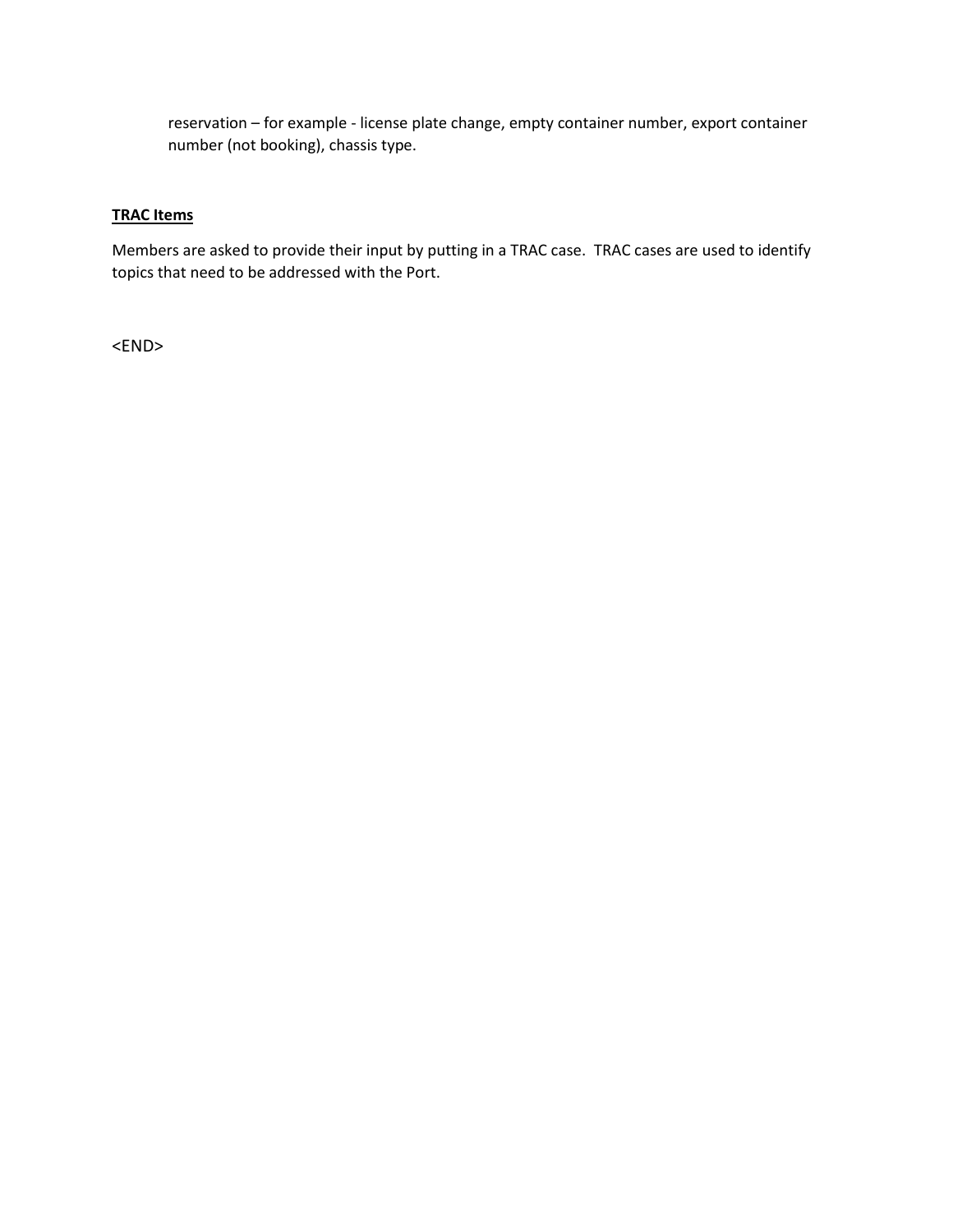reservation – for example - license plate change, empty container number, export container number (not booking), chassis type.

**<u>TRAC Items</u>**

Members are asked to provide their input by putting in a TRAC case. TRAC cases are used to identify topics that need to be addressed with the Port.

<END>